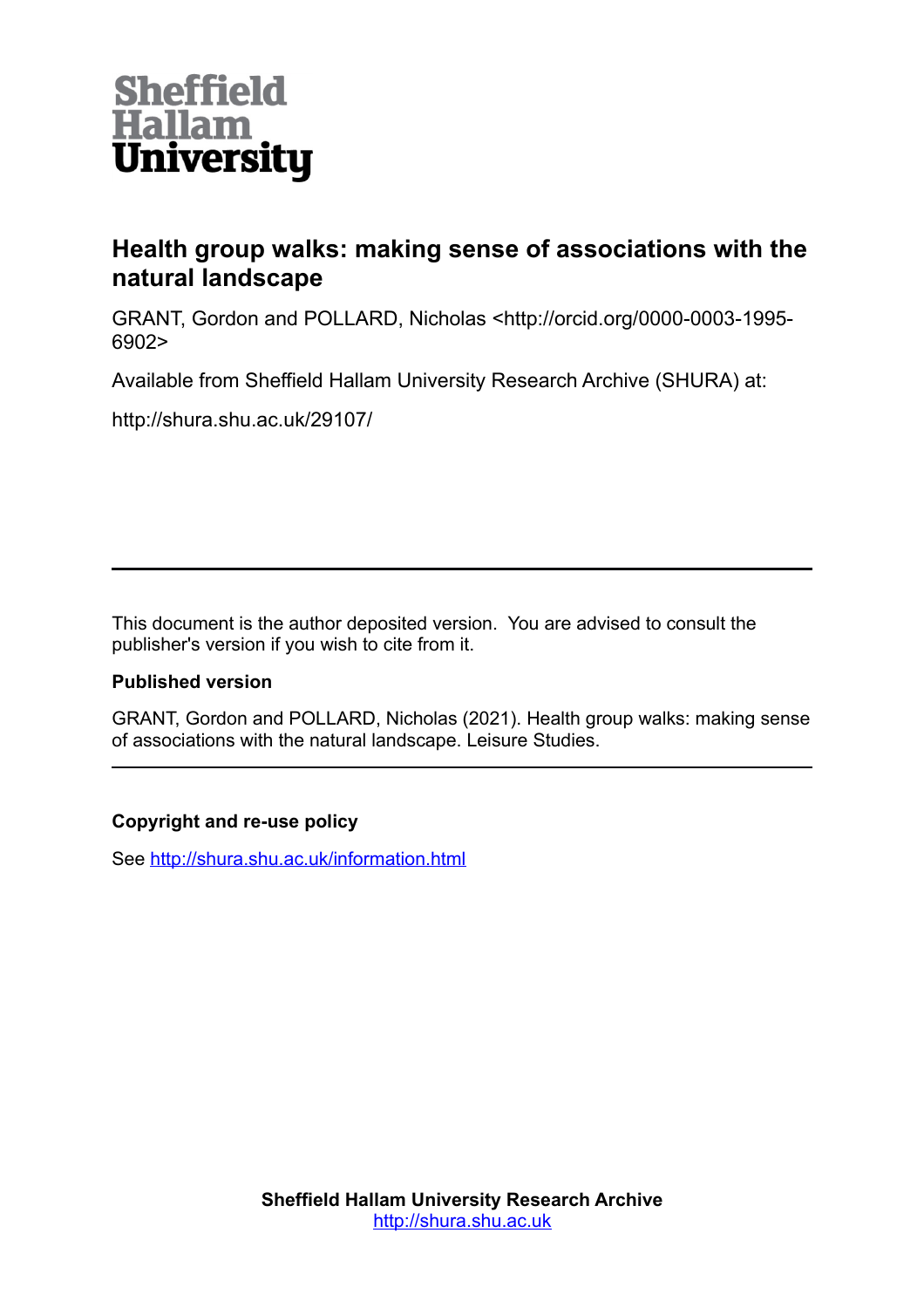Sheffield Hallam University

# Health group walks: making sense of associations with the natural landscape

GRANT, Gordon and POLLARD, Nicholas <http://orcid.org/0000-0003-1995-6902>

Available from Sheffield Hallam University Research Archive (SHURA) at:

http://shura.shu.ac.uk/29107/

---

This document is the author deposited version. You are advised to consult the publisher's version if you wish to cite from it.

**Published version**

GRANT, Gordon and POLLARD, Nicholas (2021). Health group walks: making sense of associations with the natural landscape. Leisure Studies.

---

**Copyright and re-use policy**

See http://shura.shu.ac.uk/information.html

**Sheffield Hallam University Research Archive**
http://shura.shu.ac.uk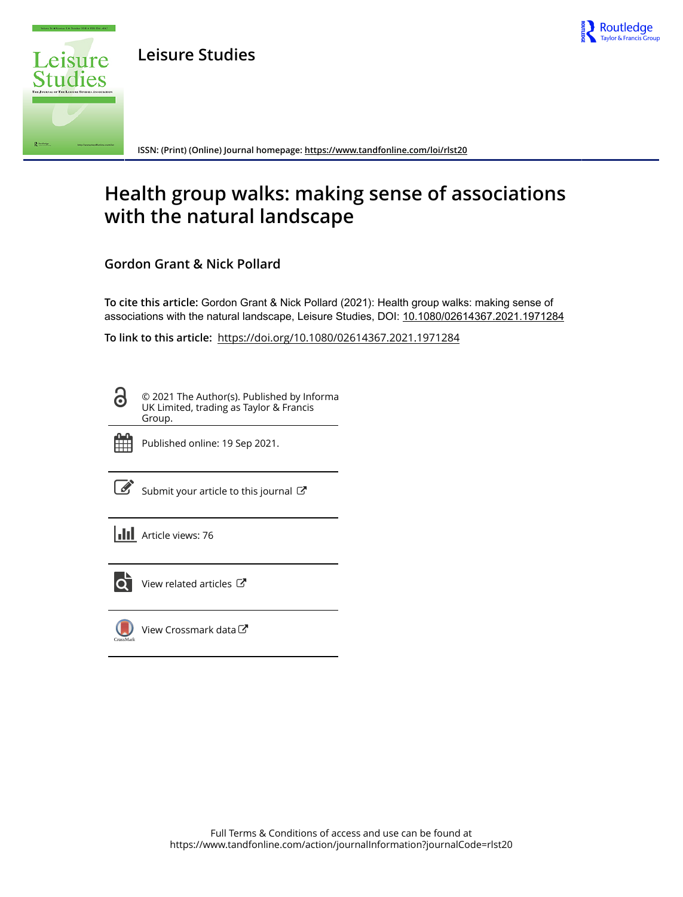# Leisure Studies

ISSN: (Print) (Online) Journal homepage: https://www.tandfonline.com/loi/rlst20

# Health group walks: making sense of associations with the natural landscape

**Gordon Grant & Nick Pollard**

**To cite this article:** Gordon Grant & Nick Pollard (2021): Health group walks: making sense of associations with the natural landscape, Leisure Studies, DOI: 10.1080/02614367.2021.1971284

**To link to this article:** https://doi.org/10.1080/02614367.2021.1971284

© 2021 The Author(s). Published by Informa UK Limited, trading as Taylor & Francis Group.

Published online: 19 Sep 2021.

Submit your article to this journal

Article views: 76

View related articles

View Crossmark data

Full Terms & Conditions of access and use can be found at
https://www.tandfonline.com/action/journalInformation?journalCode=rlst20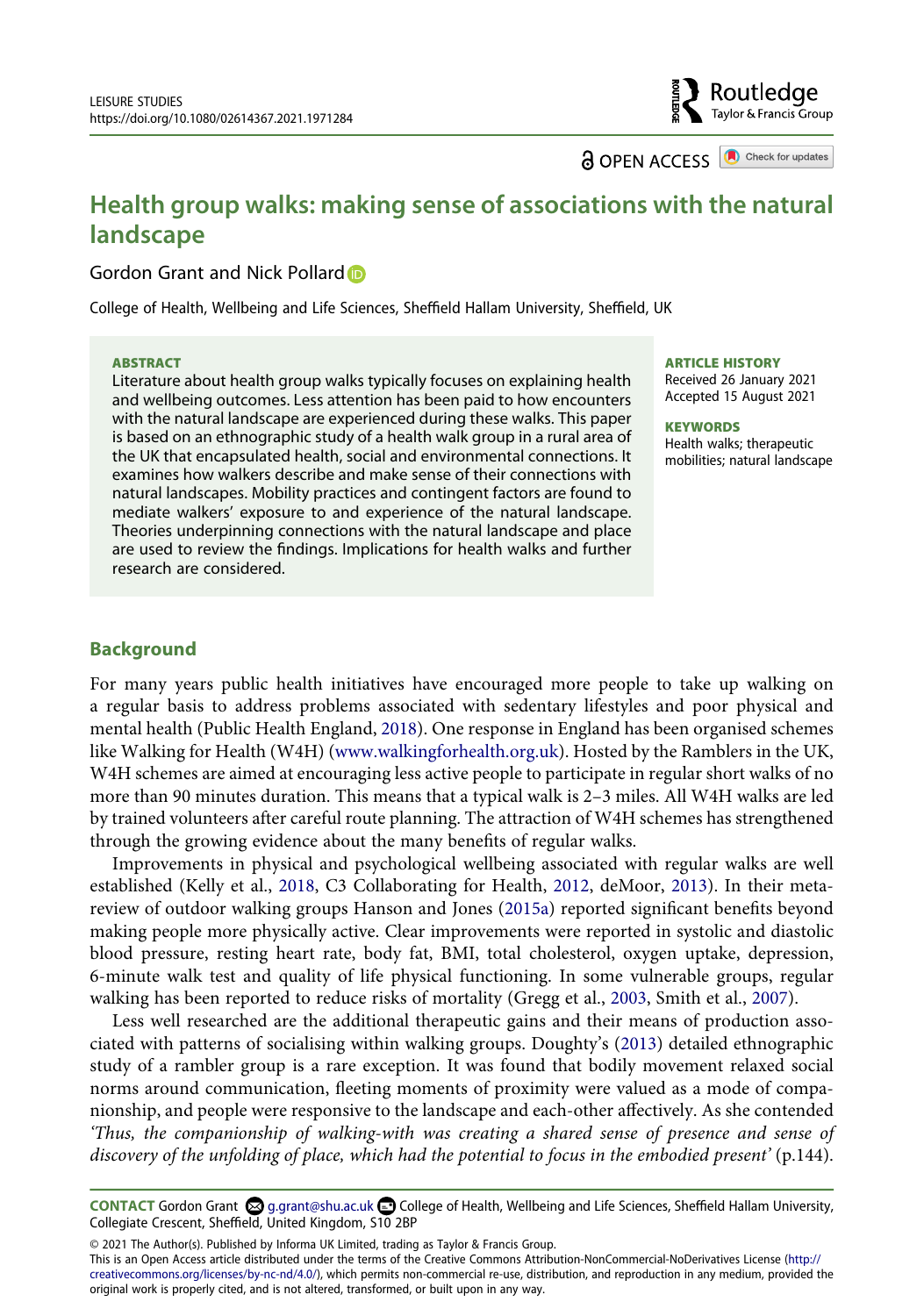# Health group walks: making sense of associations with the natural landscape

Gordon Grant and Nick Pollard

College of Health, Wellbeing and Life Sciences, Sheffield Hallam University, Sheffield, UK

**ABSTRACT**

Literature about health group walks typically focuses on explaining health and wellbeing outcomes. Less attention has been paid to how encounters with the natural landscape are experienced during these walks. This paper is based on an ethnographic study of a health walk group in a rural area of the UK that encapsulated health, social and environmental connections. It examines how walkers describe and make sense of their connections with natural landscapes. Mobility practices and contingent factors are found to mediate walkers' exposure to and experience of the natural landscape. Theories underpinning connections with the natural landscape and place are used to review the findings. Implications for health walks and further research are considered.

**ARTICLE HISTORY**

Received 26 January 2021
Accepted 15 August 2021

**KEYWORDS**

Health walks; therapeutic mobilities; natural landscape

## Background

For many years public health initiatives have encouraged more people to take up walking on a regular basis to address problems associated with sedentary lifestyles and poor physical and mental health (Public Health England, 2018). One response in England has been organised schemes like Walking for Health (W4H) (www.walkingforhealth.org.uk). Hosted by the Ramblers in the UK, W4H schemes are aimed at encouraging less active people to participate in regular short walks of no more than 90 minutes duration. This means that a typical walk is 2–3 miles. All W4H walks are led by trained volunteers after careful route planning. The attraction of W4H schemes has strengthened through the growing evidence about the many benefits of regular walks.

Improvements in physical and psychological wellbeing associated with regular walks are well established (Kelly et al., 2018, C3 Collaborating for Health, 2012, deMoor, 2013). In their meta-review of outdoor walking groups Hanson and Jones (2015a) reported significant benefits beyond making people more physically active. Clear improvements were reported in systolic and diastolic blood pressure, resting heart rate, body fat, BMI, total cholesterol, oxygen uptake, depression, 6-minute walk test and quality of life physical functioning. In some vulnerable groups, regular walking has been reported to reduce risks of mortality (Gregg et al., 2003, Smith et al., 2007).

Less well researched are the additional therapeutic gains and their means of production associated with patterns of socialising within walking groups. Doughty's (2013) detailed ethnographic study of a rambler group is a rare exception. It was found that bodily movement relaxed social norms around communication, fleeting moments of proximity were valued as a mode of companionship, and people were responsive to the landscape and each-other affectively. As she contended *'Thus, the companionship of walking-with was creating a shared sense of presence and sense of discovery of the unfolding of place, which had the potential to focus in the embodied present'* (p.144).

**CONTACT** Gordon Grant g.grant@shu.ac.uk College of Health, Wellbeing and Life Sciences, Sheffield Hallam University, Collegiate Crescent, Sheffield, United Kingdom, S10 2BP

© 2021 The Author(s). Published by Informa UK Limited, trading as Taylor & Francis Group.
This is an Open Access article distributed under the terms of the Creative Commons Attribution-NonCommercial-NoDerivatives License (http://creativecommons.org/licenses/by-nc-nd/4.0/), which permits non-commercial re-use, distribution, and reproduction in any medium, provided the original work is properly cited, and is not altered, transformed, or built upon in any way.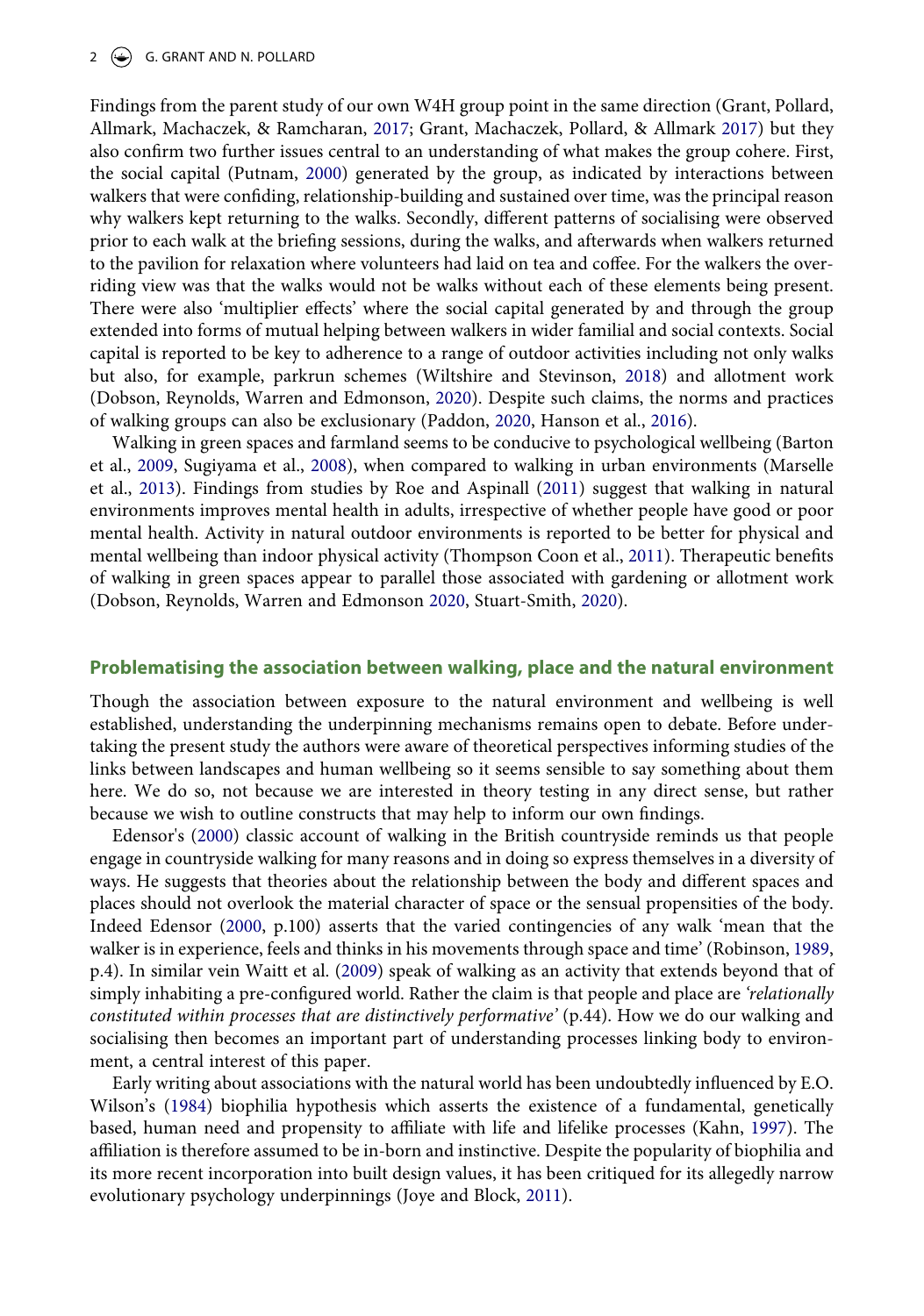Findings from the parent study of our own W4H group point in the same direction (Grant, Pollard, Allmark, Machaczek, & Ramcharan, 2017; Grant, Machaczek, Pollard, & Allmark 2017) but they also confirm two further issues central to an understanding of what makes the group cohere. First, the social capital (Putnam, 2000) generated by the group, as indicated by interactions between walkers that were confiding, relationship-building and sustained over time, was the principal reason why walkers kept returning to the walks. Secondly, different patterns of socialising were observed prior to each walk at the briefing sessions, during the walks, and afterwards when walkers returned to the pavilion for relaxation where volunteers had laid on tea and coffee. For the walkers the overriding view was that the walks would not be walks without each of these elements being present. There were also 'multiplier effects' where the social capital generated by and through the group extended into forms of mutual helping between walkers in wider familial and social contexts. Social capital is reported to be key to adherence to a range of outdoor activities including not only walks but also, for example, parkrun schemes (Wiltshire and Stevinson, 2018) and allotment work (Dobson, Reynolds, Warren and Edmonson, 2020). Despite such claims, the norms and practices of walking groups can also be exclusionary (Paddon, 2020, Hanson et al., 2016).

Walking in green spaces and farmland seems to be conducive to psychological wellbeing (Barton et al., 2009, Sugiyama et al., 2008), when compared to walking in urban environments (Marselle et al., 2013). Findings from studies by Roe and Aspinall (2011) suggest that walking in natural environments improves mental health in adults, irrespective of whether people have good or poor mental health. Activity in natural outdoor environments is reported to be better for physical and mental wellbeing than indoor physical activity (Thompson Coon et al., 2011). Therapeutic benefits of walking in green spaces appear to parallel those associated with gardening or allotment work (Dobson, Reynolds, Warren and Edmonson 2020, Stuart-Smith, 2020).

## Problematising the association between walking, place and the natural environment

Though the association between exposure to the natural environment and wellbeing is well established, understanding the underpinning mechanisms remains open to debate. Before undertaking the present study the authors were aware of theoretical perspectives informing studies of the links between landscapes and human wellbeing so it seems sensible to say something about them here. We do so, not because we are interested in theory testing in any direct sense, but rather because we wish to outline constructs that may help to inform our own findings.

Edensor's (2000) classic account of walking in the British countryside reminds us that people engage in countryside walking for many reasons and in doing so express themselves in a diversity of ways. He suggests that theories about the relationship between the body and different spaces and places should not overlook the material character of space or the sensual propensities of the body. Indeed Edensor (2000, p.100) asserts that the varied contingencies of any walk 'mean that the walker is in experience, feels and thinks in his movements through space and time' (Robinson, 1989, p.4). In similar vein Waitt et al. (2009) speak of walking as an activity that extends beyond that of simply inhabiting a pre-configured world. Rather the claim is that people and place are *'relationally constituted within processes that are distinctively performative'* (p.44). How we do our walking and socialising then becomes an important part of understanding processes linking body to environment, a central interest of this paper.

Early writing about associations with the natural world has been undoubtedly influenced by E.O. Wilson's (1984) biophilia hypothesis which asserts the existence of a fundamental, genetically based, human need and propensity to affiliate with life and lifelike processes (Kahn, 1997). The affiliation is therefore assumed to be in-born and instinctive. Despite the popularity of biophilia and its more recent incorporation into built design values, it has been critiqued for its allegedly narrow evolutionary psychology underpinnings (Joye and Block, 2011).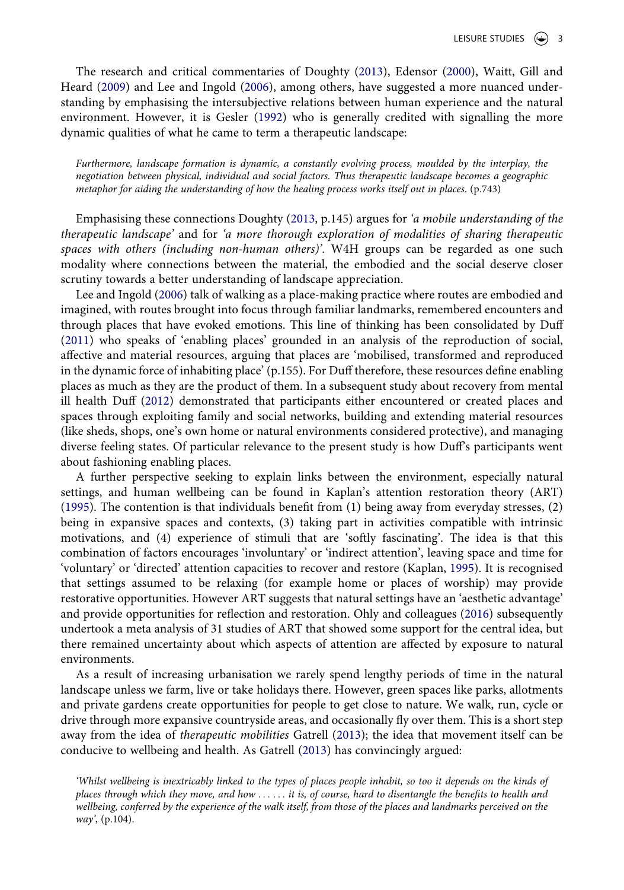The research and critical commentaries of Doughty (2013), Edensor (2000), Waitt, Gill and Heard (2009) and Lee and Ingold (2006), among others, have suggested a more nuanced understanding by emphasising the intersubjective relations between human experience and the natural environment. However, it is Gesler (1992) who is generally credited with signalling the more dynamic qualities of what he came to term a therapeutic landscape:

> *Furthermore, landscape formation is dynamic, a constantly evolving process, moulded by the interplay, the negotiation between physical, individual and social factors. Thus therapeutic landscape becomes a geographic metaphor for aiding the understanding of how the healing process works itself out in places*. (p.743)

Emphasising these connections Doughty (2013, p.145) argues for *'a mobile understanding of the therapeutic landscape'* and for *'a more thorough exploration of modalities of sharing therapeutic spaces with others (including non-human others)'*. W4H groups can be regarded as one such modality where connections between the material, the embodied and the social deserve closer scrutiny towards a better understanding of landscape appreciation.

Lee and Ingold (2006) talk of walking as a place-making practice where routes are embodied and imagined, with routes brought into focus through familiar landmarks, remembered encounters and through places that have evoked emotions. This line of thinking has been consolidated by Duff (2011) who speaks of 'enabling places' grounded in an analysis of the reproduction of social, affective and material resources, arguing that places are 'mobilised, transformed and reproduced in the dynamic force of inhabiting place' (p.155). For Duff therefore, these resources define enabling places as much as they are the product of them. In a subsequent study about recovery from mental ill health Duff (2012) demonstrated that participants either encountered or created places and spaces through exploiting family and social networks, building and extending material resources (like sheds, shops, one's own home or natural environments considered protective), and managing diverse feeling states. Of particular relevance to the present study is how Duff's participants went about fashioning enabling places.

A further perspective seeking to explain links between the environment, especially natural settings, and human wellbeing can be found in Kaplan's attention restoration theory (ART) (1995). The contention is that individuals benefit from (1) being away from everyday stresses, (2) being in expansive spaces and contexts, (3) taking part in activities compatible with intrinsic motivations, and (4) experience of stimuli that are 'softly fascinating'. The idea is that this combination of factors encourages 'involuntary' or 'indirect attention', leaving space and time for 'voluntary' or 'directed' attention capacities to recover and restore (Kaplan, 1995). It is recognised that settings assumed to be relaxing (for example home or places of worship) may provide restorative opportunities. However ART suggests that natural settings have an 'aesthetic advantage' and provide opportunities for reflection and restoration. Ohly and colleagues (2016) subsequently undertook a meta analysis of 31 studies of ART that showed some support for the central idea, but there remained uncertainty about which aspects of attention are affected by exposure to natural environments.

As a result of increasing urbanisation we rarely spend lengthy periods of time in the natural landscape unless we farm, live or take holidays there. However, green spaces like parks, allotments and private gardens create opportunities for people to get close to nature. We walk, run, cycle or drive through more expansive countryside areas, and occasionally fly over them. This is a short step away from the idea of *therapeutic mobilities* Gatrell (2013); the idea that movement itself can be conducive to wellbeing and health. As Gatrell (2013) has convincingly argued:

> *'Whilst wellbeing is inextricably linked to the types of places people inhabit, so too it depends on the kinds of places through which they move, and how . . . . . . it is, of course, hard to disentangle the benefits to health and wellbeing, conferred by the experience of the walk itself, from those of the places and landmarks perceived on the way'*, (p.104).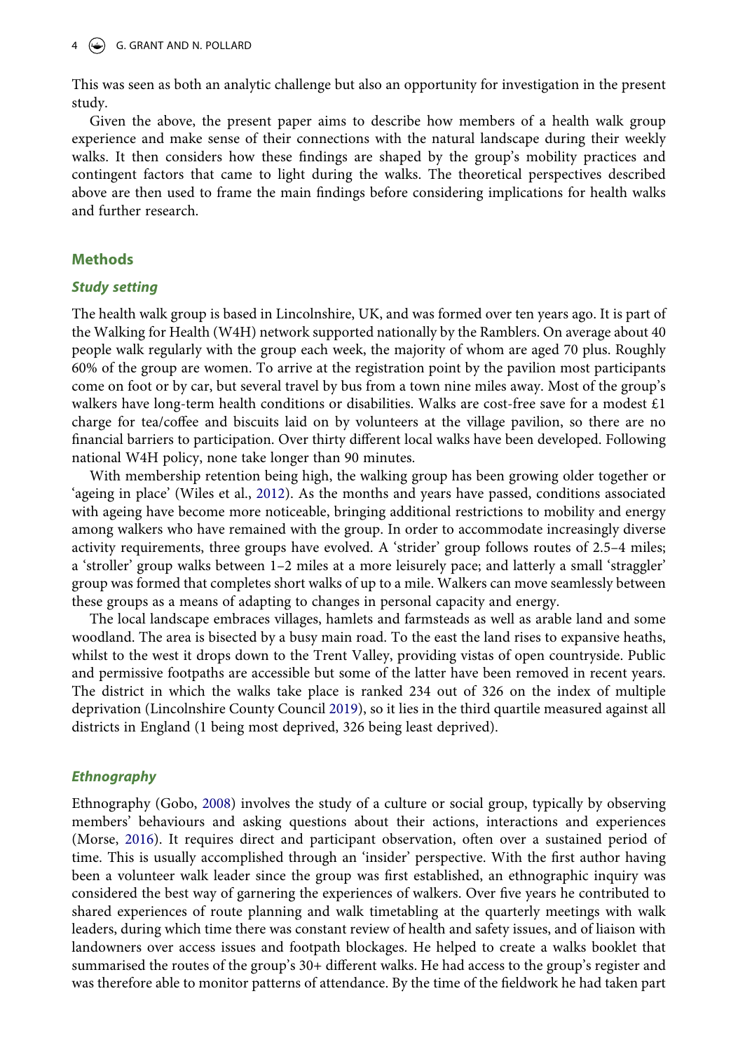This was seen as both an analytic challenge but also an opportunity for investigation in the present study.

Given the above, the present paper aims to describe how members of a health walk group experience and make sense of their connections with the natural landscape during their weekly walks. It then considers how these findings are shaped by the group's mobility practices and contingent factors that came to light during the walks. The theoretical perspectives described above are then used to frame the main findings before considering implications for health walks and further research.

## Methods

### *Study setting*

The health walk group is based in Lincolnshire, UK, and was formed over ten years ago. It is part of the Walking for Health (W4H) network supported nationally by the Ramblers. On average about 40 people walk regularly with the group each week, the majority of whom are aged 70 plus. Roughly 60% of the group are women. To arrive at the registration point by the pavilion most participants come on foot or by car, but several travel by bus from a town nine miles away. Most of the group's walkers have long-term health conditions or disabilities. Walks are cost-free save for a modest £1 charge for tea/coffee and biscuits laid on by volunteers at the village pavilion, so there are no financial barriers to participation. Over thirty different local walks have been developed. Following national W4H policy, none take longer than 90 minutes.

With membership retention being high, the walking group has been growing older together or 'ageing in place' (Wiles et al., 2012). As the months and years have passed, conditions associated with ageing have become more noticeable, bringing additional restrictions to mobility and energy among walkers who have remained with the group. In order to accommodate increasingly diverse activity requirements, three groups have evolved. A 'strider' group follows routes of 2.5–4 miles; a 'stroller' group walks between 1–2 miles at a more leisurely pace; and latterly a small 'straggler' group was formed that completes short walks of up to a mile. Walkers can move seamlessly between these groups as a means of adapting to changes in personal capacity and energy.

The local landscape embraces villages, hamlets and farmsteads as well as arable land and some woodland. The area is bisected by a busy main road. To the east the land rises to expansive heaths, whilst to the west it drops down to the Trent Valley, providing vistas of open countryside. Public and permissive footpaths are accessible but some of the latter have been removed in recent years. The district in which the walks take place is ranked 234 out of 326 on the index of multiple deprivation (Lincolnshire County Council 2019), so it lies in the third quartile measured against all districts in England (1 being most deprived, 326 being least deprived).

### *Ethnography*

Ethnography (Gobo, 2008) involves the study of a culture or social group, typically by observing members' behaviours and asking questions about their actions, interactions and experiences (Morse, 2016). It requires direct and participant observation, often over a sustained period of time. This is usually accomplished through an 'insider' perspective. With the first author having been a volunteer walk leader since the group was first established, an ethnographic inquiry was considered the best way of garnering the experiences of walkers. Over five years he contributed to shared experiences of route planning and walk timetabling at the quarterly meetings with walk leaders, during which time there was constant review of health and safety issues, and of liaison with landowners over access issues and footpath blockages. He helped to create a walks booklet that summarised the routes of the group's 30+ different walks. He had access to the group's register and was therefore able to monitor patterns of attendance. By the time of the fieldwork he had taken part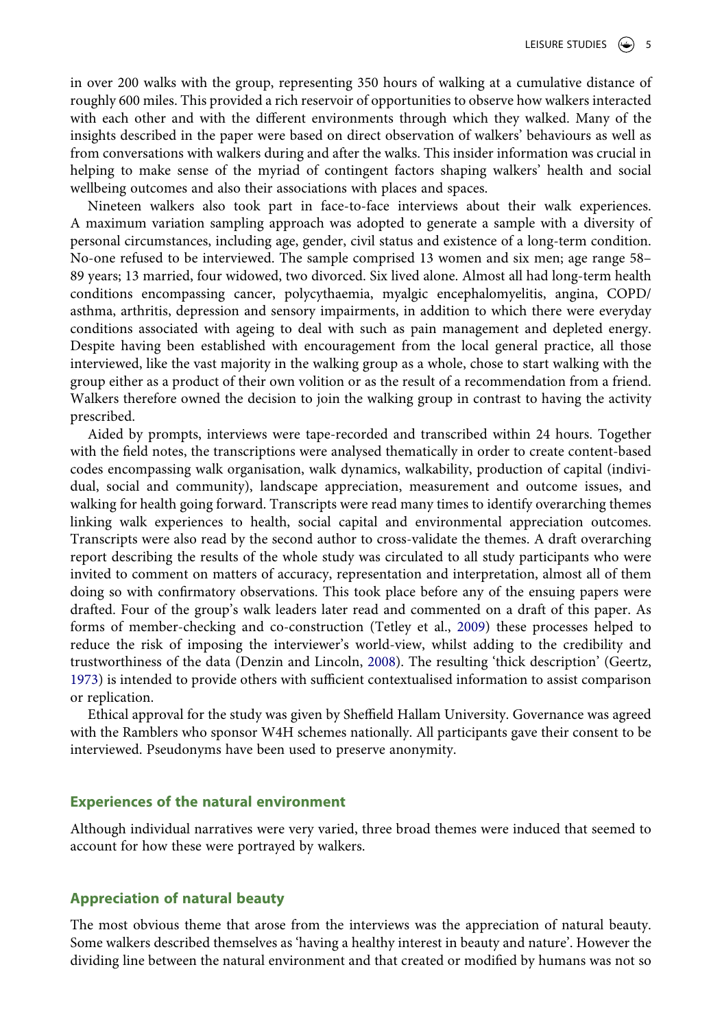in over 200 walks with the group, representing 350 hours of walking at a cumulative distance of roughly 600 miles. This provided a rich reservoir of opportunities to observe how walkers interacted with each other and with the different environments through which they walked. Many of the insights described in the paper were based on direct observation of walkers' behaviours as well as from conversations with walkers during and after the walks. This insider information was crucial in helping to make sense of the myriad of contingent factors shaping walkers' health and social wellbeing outcomes and also their associations with places and spaces.

Nineteen walkers also took part in face-to-face interviews about their walk experiences. A maximum variation sampling approach was adopted to generate a sample with a diversity of personal circumstances, including age, gender, civil status and existence of a long-term condition. No-one refused to be interviewed. The sample comprised 13 women and six men; age range 58–89 years; 13 married, four widowed, two divorced. Six lived alone. Almost all had long-term health conditions encompassing cancer, polycythaemia, myalgic encephalomyelitis, angina, COPD/asthma, arthritis, depression and sensory impairments, in addition to which there were everyday conditions associated with ageing to deal with such as pain management and depleted energy. Despite having been established with encouragement from the local general practice, all those interviewed, like the vast majority in the walking group as a whole, chose to start walking with the group either as a product of their own volition or as the result of a recommendation from a friend. Walkers therefore owned the decision to join the walking group in contrast to having the activity prescribed.

Aided by prompts, interviews were tape-recorded and transcribed within 24 hours. Together with the field notes, the transcriptions were analysed thematically in order to create content-based codes encompassing walk organisation, walk dynamics, walkability, production of capital (individual, social and community), landscape appreciation, measurement and outcome issues, and walking for health going forward. Transcripts were read many times to identify overarching themes linking walk experiences to health, social capital and environmental appreciation outcomes. Transcripts were also read by the second author to cross-validate the themes. A draft overarching report describing the results of the whole study was circulated to all study participants who were invited to comment on matters of accuracy, representation and interpretation, almost all of them doing so with confirmatory observations. This took place before any of the ensuing papers were drafted. Four of the group's walk leaders later read and commented on a draft of this paper. As forms of member-checking and co-construction (Tetley et al., 2009) these processes helped to reduce the risk of imposing the interviewer's world-view, whilst adding to the credibility and trustworthiness of the data (Denzin and Lincoln, 2008). The resulting 'thick description' (Geertz, 1973) is intended to provide others with sufficient contextualised information to assist comparison or replication.

Ethical approval for the study was given by Sheffield Hallam University. Governance was agreed with the Ramblers who sponsor W4H schemes nationally. All participants gave their consent to be interviewed. Pseudonyms have been used to preserve anonymity.

## Experiences of the natural environment

Although individual narratives were very varied, three broad themes were induced that seemed to account for how these were portrayed by walkers.

## Appreciation of natural beauty

The most obvious theme that arose from the interviews was the appreciation of natural beauty. Some walkers described themselves as 'having a healthy interest in beauty and nature'. However the dividing line between the natural environment and that created or modified by humans was not so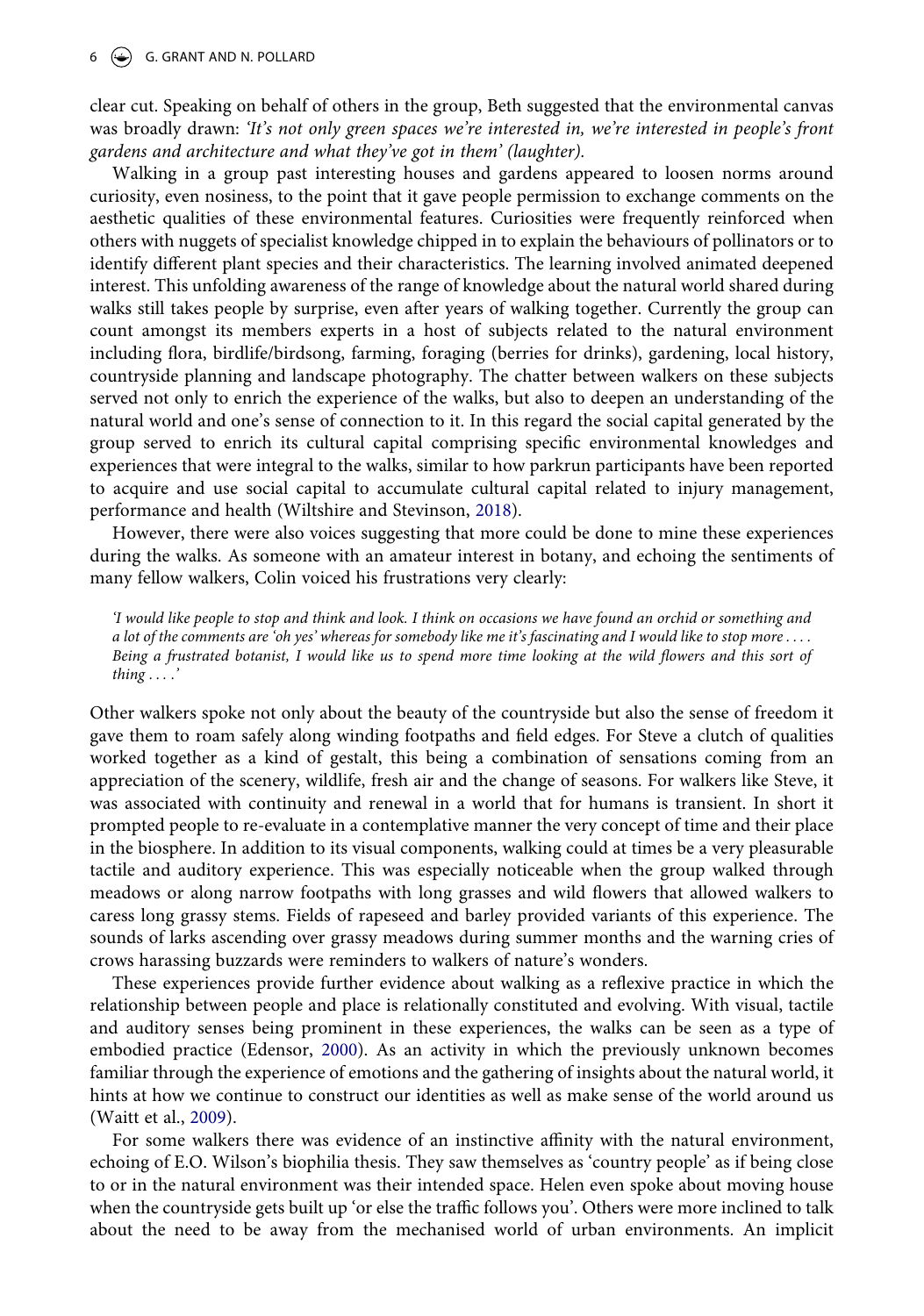clear cut. Speaking on behalf of others in the group, Beth suggested that the environmental canvas was broadly drawn: *'It's not only green spaces we're interested in, we're interested in people's front gardens and architecture and what they've got in them' (laughter).*

Walking in a group past interesting houses and gardens appeared to loosen norms around curiosity, even nosiness, to the point that it gave people permission to exchange comments on the aesthetic qualities of these environmental features. Curiosities were frequently reinforced when others with nuggets of specialist knowledge chipped in to explain the behaviours of pollinators or to identify different plant species and their characteristics. The learning involved animated deepened interest. This unfolding awareness of the range of knowledge about the natural world shared during walks still takes people by surprise, even after years of walking together. Currently the group can count amongst its members experts in a host of subjects related to the natural environment including flora, birdlife/birdsong, farming, foraging (berries for drinks), gardening, local history, countryside planning and landscape photography. The chatter between walkers on these subjects served not only to enrich the experience of the walks, but also to deepen an understanding of the natural world and one's sense of connection to it. In this regard the social capital generated by the group served to enrich its cultural capital comprising specific environmental knowledges and experiences that were integral to the walks, similar to how parkrun participants have been reported to acquire and use social capital to accumulate cultural capital related to injury management, performance and health (Wiltshire and Stevinson, 2018).

However, there were also voices suggesting that more could be done to mine these experiences during the walks. As someone with an amateur interest in botany, and echoing the sentiments of many fellow walkers, Colin voiced his frustrations very clearly:

> *'I would like people to stop and think and look. I think on occasions we have found an orchid or something and a lot of the comments are 'oh yes' whereas for somebody like me it's fascinating and I would like to stop more . . . . Being a frustrated botanist, I would like us to spend more time looking at the wild flowers and this sort of thing . . . .'*

Other walkers spoke not only about the beauty of the countryside but also the sense of freedom it gave them to roam safely along winding footpaths and field edges. For Steve a clutch of qualities worked together as a kind of gestalt, this being a combination of sensations coming from an appreciation of the scenery, wildlife, fresh air and the change of seasons. For walkers like Steve, it was associated with continuity and renewal in a world that for humans is transient. In short it prompted people to re-evaluate in a contemplative manner the very concept of time and their place in the biosphere. In addition to its visual components, walking could at times be a very pleasurable tactile and auditory experience. This was especially noticeable when the group walked through meadows or along narrow footpaths with long grasses and wild flowers that allowed walkers to caress long grassy stems. Fields of rapeseed and barley provided variants of this experience. The sounds of larks ascending over grassy meadows during summer months and the warning cries of crows harassing buzzards were reminders to walkers of nature's wonders.

These experiences provide further evidence about walking as a reflexive practice in which the relationship between people and place is relationally constituted and evolving. With visual, tactile and auditory senses being prominent in these experiences, the walks can be seen as a type of embodied practice (Edensor, 2000). As an activity in which the previously unknown becomes familiar through the experience of emotions and the gathering of insights about the natural world, it hints at how we continue to construct our identities as well as make sense of the world around us (Waitt et al., 2009).

For some walkers there was evidence of an instinctive affinity with the natural environment, echoing of E.O. Wilson's biophilia thesis. They saw themselves as 'country people' as if being close to or in the natural environment was their intended space. Helen even spoke about moving house when the countryside gets built up 'or else the traffic follows you'. Others were more inclined to talk about the need to be away from the mechanised world of urban environments. An implicit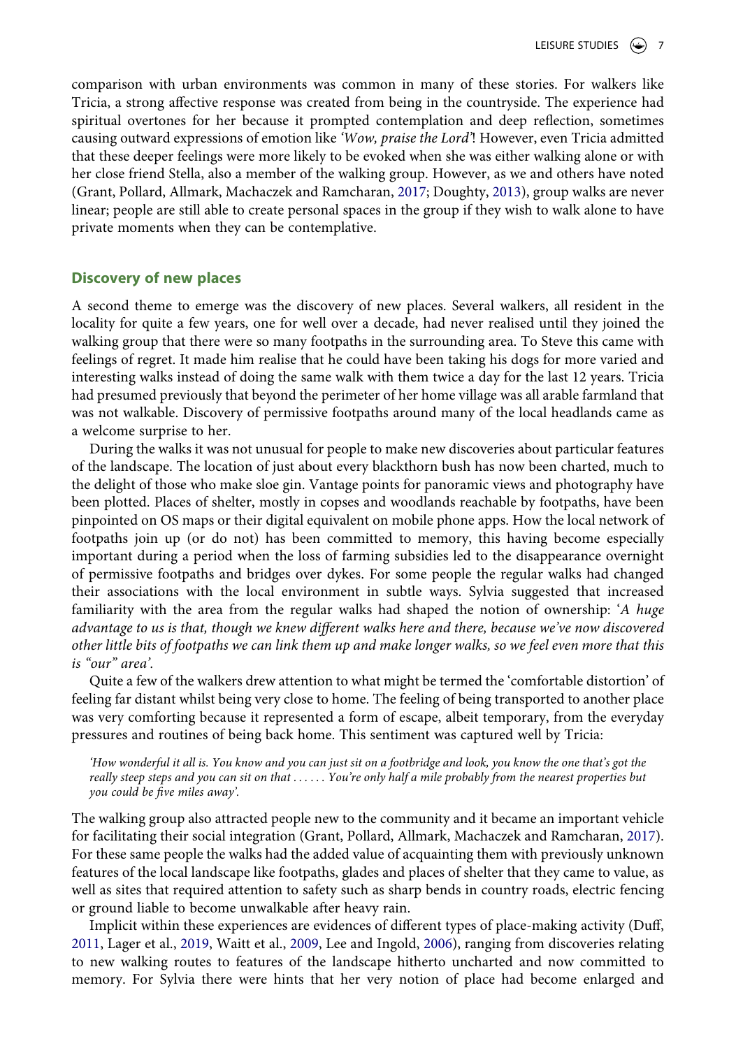comparison with urban environments was common in many of these stories. For walkers like Tricia, a strong affective response was created from being in the countryside. The experience had spiritual overtones for her because it prompted contemplation and deep reflection, sometimes causing outward expressions of emotion like *'Wow, praise the Lord'*! However, even Tricia admitted that these deeper feelings were more likely to be evoked when she was either walking alone or with her close friend Stella, also a member of the walking group. However, as we and others have noted (Grant, Pollard, Allmark, Machaczek and Ramcharan, 2017; Doughty, 2013), group walks are never linear; people are still able to create personal spaces in the group if they wish to walk alone to have private moments when they can be contemplative.

## Discovery of new places

A second theme to emerge was the discovery of new places. Several walkers, all resident in the locality for quite a few years, one for well over a decade, had never realised until they joined the walking group that there were so many footpaths in the surrounding area. To Steve this came with feelings of regret. It made him realise that he could have been taking his dogs for more varied and interesting walks instead of doing the same walk with them twice a day for the last 12 years. Tricia had presumed previously that beyond the perimeter of her home village was all arable farmland that was not walkable. Discovery of permissive footpaths around many of the local headlands came as a welcome surprise to her.

During the walks it was not unusual for people to make new discoveries about particular features of the landscape. The location of just about every blackthorn bush has now been charted, much to the delight of those who make sloe gin. Vantage points for panoramic views and photography have been plotted. Places of shelter, mostly in copses and woodlands reachable by footpaths, have been pinpointed on OS maps or their digital equivalent on mobile phone apps. How the local network of footpaths join up (or do not) has been committed to memory, this having become especially important during a period when the loss of farming subsidies led to the disappearance overnight of permissive footpaths and bridges over dykes. For some people the regular walks had changed their associations with the local environment in subtle ways. Sylvia suggested that increased familiarity with the area from the regular walks had shaped the notion of ownership: '*A huge advantage to us is that, though we knew different walks here and there, because we've now discovered other little bits of footpaths we can link them up and make longer walks, so we feel even more that this is "our" area'.*

Quite a few of the walkers drew attention to what might be termed the 'comfortable distortion' of feeling far distant whilst being very close to home. The feeling of being transported to another place was very comforting because it represented a form of escape, albeit temporary, from the everyday pressures and routines of being back home. This sentiment was captured well by Tricia:

> *'How wonderful it all is. You know and you can just sit on a footbridge and look, you know the one that's got the really steep steps and you can sit on that . . . . . . You're only half a mile probably from the nearest properties but you could be five miles away'.*

The walking group also attracted people new to the community and it became an important vehicle for facilitating their social integration (Grant, Pollard, Allmark, Machaczek and Ramcharan, 2017). For these same people the walks had the added value of acquainting them with previously unknown features of the local landscape like footpaths, glades and places of shelter that they came to value, as well as sites that required attention to safety such as sharp bends in country roads, electric fencing or ground liable to become unwalkable after heavy rain.

Implicit within these experiences are evidences of different types of place-making activity (Duff, 2011, Lager et al., 2019, Waitt et al., 2009, Lee and Ingold, 2006), ranging from discoveries relating to new walking routes to features of the landscape hitherto uncharted and now committed to memory. For Sylvia there were hints that her very notion of place had become enlarged and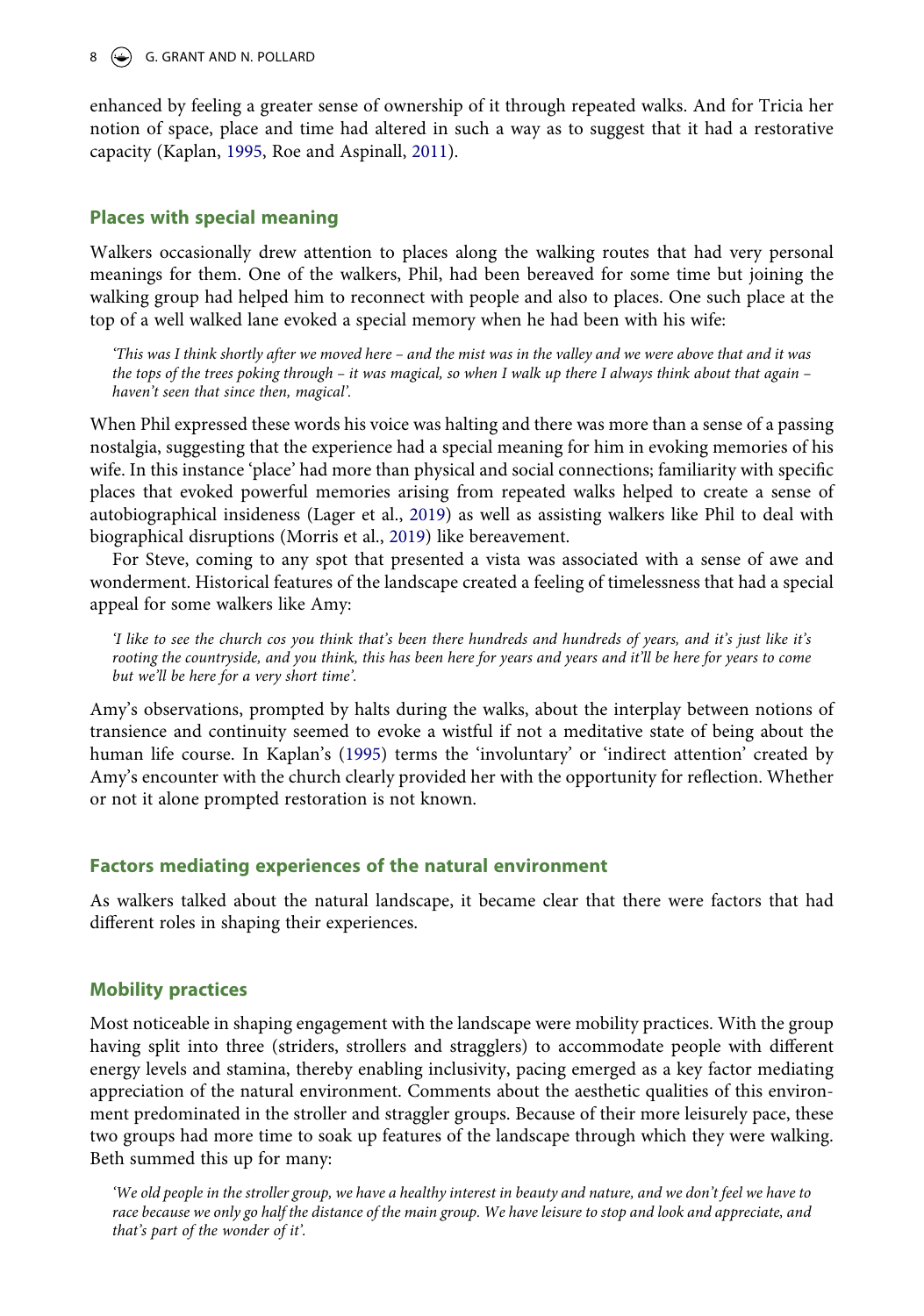enhanced by feeling a greater sense of ownership of it through repeated walks. And for Tricia her notion of space, place and time had altered in such a way as to suggest that it had a restorative capacity (Kaplan, 1995, Roe and Aspinall, 2011).

## Places with special meaning

Walkers occasionally drew attention to places along the walking routes that had very personal meanings for them. One of the walkers, Phil, had been bereaved for some time but joining the walking group had helped him to reconnect with people and also to places. One such place at the top of a well walked lane evoked a special memory when he had been with his wife:

> *'This was I think shortly after we moved here – and the mist was in the valley and we were above that and it was the tops of the trees poking through – it was magical, so when I walk up there I always think about that again – haven't seen that since then, magical'.*

When Phil expressed these words his voice was halting and there was more than a sense of a passing nostalgia, suggesting that the experience had a special meaning for him in evoking memories of his wife. In this instance 'place' had more than physical and social connections; familiarity with specific places that evoked powerful memories arising from repeated walks helped to create a sense of autobiographical insideness (Lager et al., 2019) as well as assisting walkers like Phil to deal with biographical disruptions (Morris et al., 2019) like bereavement.

For Steve, coming to any spot that presented a vista was associated with a sense of awe and wonderment. Historical features of the landscape created a feeling of timelessness that had a special appeal for some walkers like Amy:

> *'I like to see the church cos you think that's been there hundreds and hundreds of years, and it's just like it's rooting the countryside, and you think, this has been here for years and years and it'll be here for years to come but we'll be here for a very short time'.*

Amy's observations, prompted by halts during the walks, about the interplay between notions of transience and continuity seemed to evoke a wistful if not a meditative state of being about the human life course. In Kaplan's (1995) terms the 'involuntary' or 'indirect attention' created by Amy's encounter with the church clearly provided her with the opportunity for reflection. Whether or not it alone prompted restoration is not known.

## Factors mediating experiences of the natural environment

As walkers talked about the natural landscape, it became clear that there were factors that had different roles in shaping their experiences.

## Mobility practices

Most noticeable in shaping engagement with the landscape were mobility practices. With the group having split into three (striders, strollers and stragglers) to accommodate people with different energy levels and stamina, thereby enabling inclusivity, pacing emerged as a key factor mediating appreciation of the natural environment. Comments about the aesthetic qualities of this environment predominated in the stroller and straggler groups. Because of their more leisurely pace, these two groups had more time to soak up features of the landscape through which they were walking. Beth summed this up for many:

> *'We old people in the stroller group, we have a healthy interest in beauty and nature, and we don't feel we have to race because we only go half the distance of the main group. We have leisure to stop and look and appreciate, and that's part of the wonder of it'.*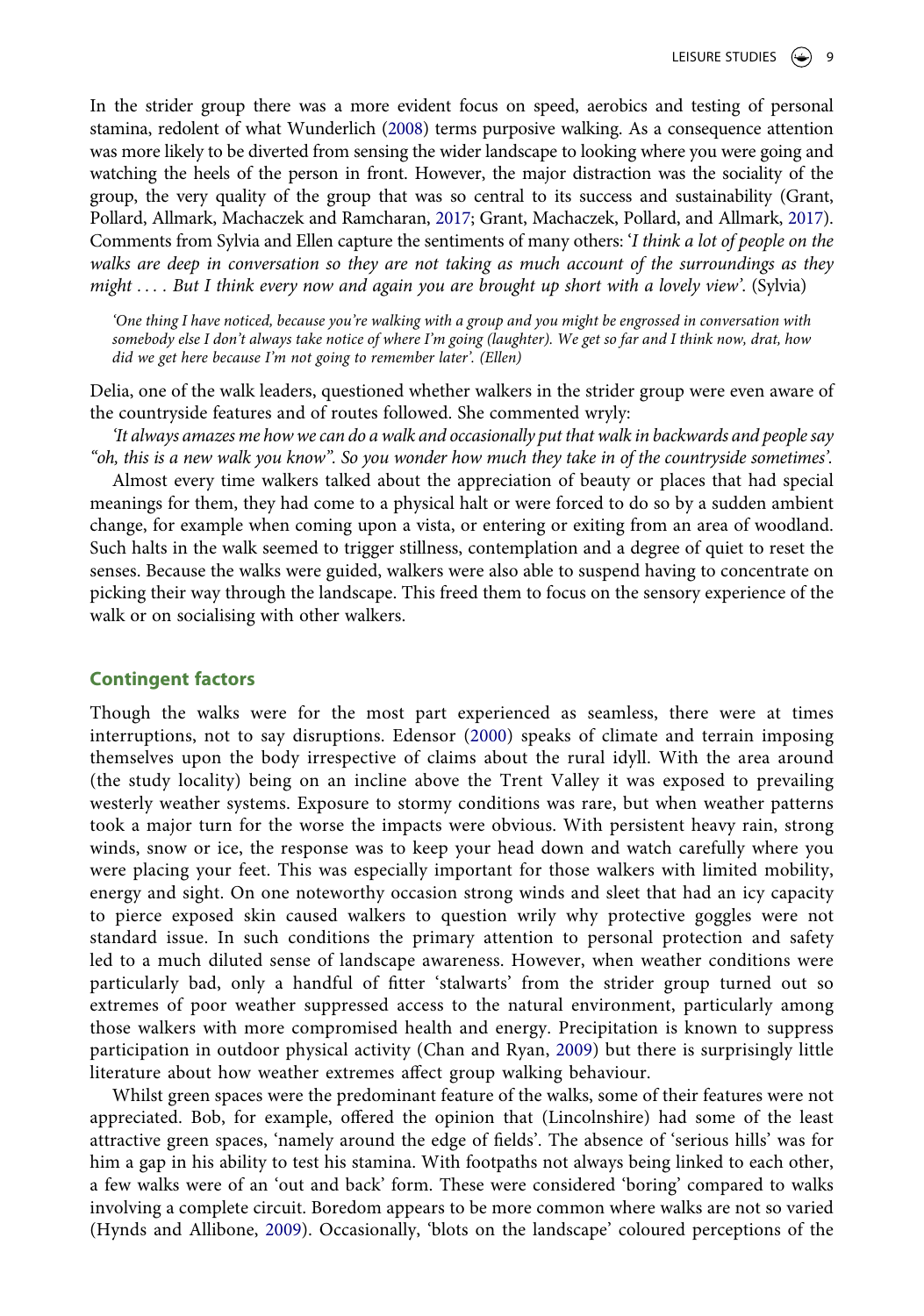In the strider group there was a more evident focus on speed, aerobics and testing of personal stamina, redolent of what Wunderlich (2008) terms purposive walking. As a consequence attention was more likely to be diverted from sensing the wider landscape to looking where you were going and watching the heels of the person in front. However, the major distraction was the sociality of the group, the very quality of the group that was so central to its success and sustainability (Grant, Pollard, Allmark, Machaczek and Ramcharan, 2017; Grant, Machaczek, Pollard, and Allmark, 2017). Comments from Sylvia and Ellen capture the sentiments of many others: '*I think a lot of people on the walks are deep in conversation so they are not taking as much account of the surroundings as they might . . . . But I think every now and again you are brought up short with a lovely view*'. (Sylvia)

> *'One thing I have noticed, because you're walking with a group and you might be engrossed in conversation with somebody else I don't always take notice of where I'm going (laughter). We get so far and I think now, drat, how did we get here because I'm not going to remember later'. (Ellen)*

Delia, one of the walk leaders, questioned whether walkers in the strider group were even aware of the countryside features and of routes followed. She commented wryly:

*'It always amazes me how we can do a walk and occasionally put that walk in backwards and people say "oh, this is a new walk you know". So you wonder how much they take in of the countryside sometimes'.*

Almost every time walkers talked about the appreciation of beauty or places that had special meanings for them, they had come to a physical halt or were forced to do so by a sudden ambient change, for example when coming upon a vista, or entering or exiting from an area of woodland. Such halts in the walk seemed to trigger stillness, contemplation and a degree of quiet to reset the senses. Because the walks were guided, walkers were also able to suspend having to concentrate on picking their way through the landscape. This freed them to focus on the sensory experience of the walk or on socialising with other walkers.

## Contingent factors

Though the walks were for the most part experienced as seamless, there were at times interruptions, not to say disruptions. Edensor (2000) speaks of climate and terrain imposing themselves upon the body irrespective of claims about the rural idyll. With the area around (the study locality) being on an incline above the Trent Valley it was exposed to prevailing westerly weather systems. Exposure to stormy conditions was rare, but when weather patterns took a major turn for the worse the impacts were obvious. With persistent heavy rain, strong winds, snow or ice, the response was to keep your head down and watch carefully where you were placing your feet. This was especially important for those walkers with limited mobility, energy and sight. On one noteworthy occasion strong winds and sleet that had an icy capacity to pierce exposed skin caused walkers to question wrily why protective goggles were not standard issue. In such conditions the primary attention to personal protection and safety led to a much diluted sense of landscape awareness. However, when weather conditions were particularly bad, only a handful of fitter 'stalwarts' from the strider group turned out so extremes of poor weather suppressed access to the natural environment, particularly among those walkers with more compromised health and energy. Precipitation is known to suppress participation in outdoor physical activity (Chan and Ryan, 2009) but there is surprisingly little literature about how weather extremes affect group walking behaviour.

Whilst green spaces were the predominant feature of the walks, some of their features were not appreciated. Bob, for example, offered the opinion that (Lincolnshire) had some of the least attractive green spaces, 'namely around the edge of fields'. The absence of 'serious hills' was for him a gap in his ability to test his stamina. With footpaths not always being linked to each other, a few walks were of an 'out and back' form. These were considered 'boring' compared to walks involving a complete circuit. Boredom appears to be more common where walks are not so varied (Hynds and Allibone, 2009). Occasionally, 'blots on the landscape' coloured perceptions of the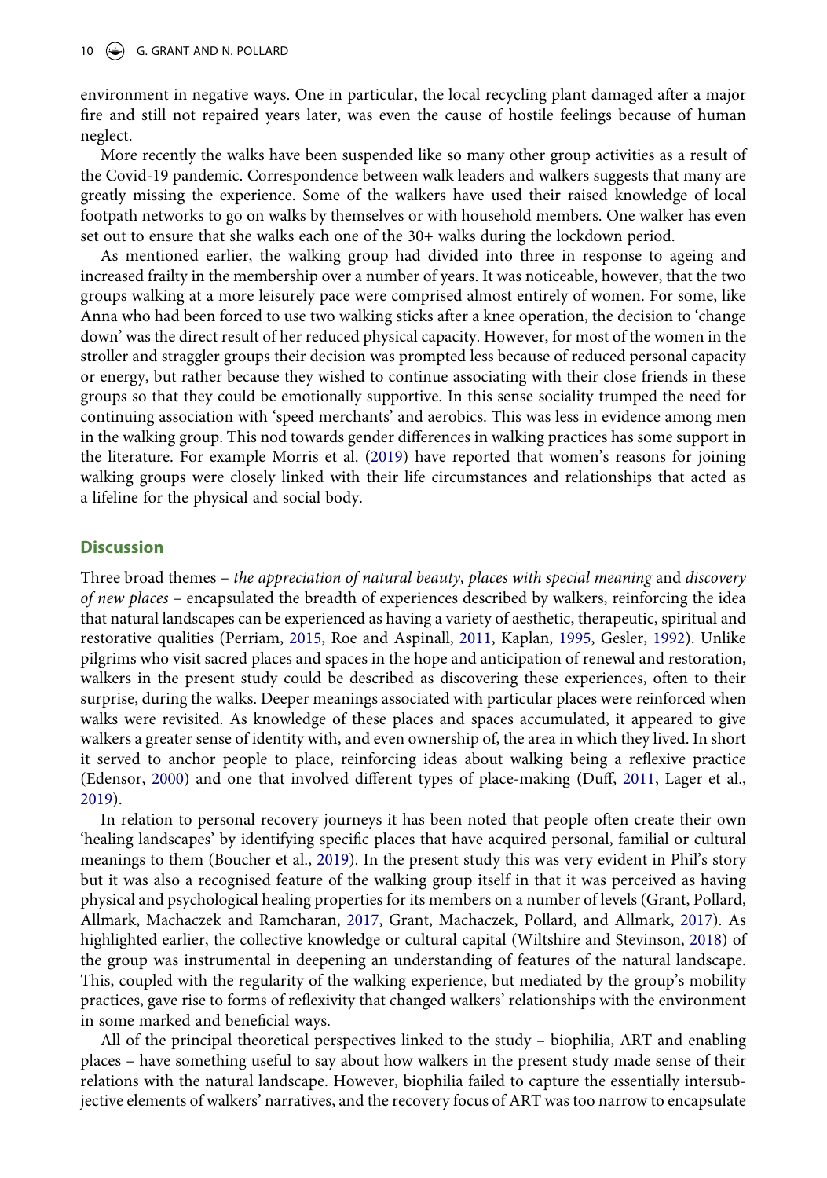environment in negative ways. One in particular, the local recycling plant damaged after a major fire and still not repaired years later, was even the cause of hostile feelings because of human neglect.

More recently the walks have been suspended like so many other group activities as a result of the Covid-19 pandemic. Correspondence between walk leaders and walkers suggests that many are greatly missing the experience. Some of the walkers have used their raised knowledge of local footpath networks to go on walks by themselves or with household members. One walker has even set out to ensure that she walks each one of the 30+ walks during the lockdown period.

As mentioned earlier, the walking group had divided into three in response to ageing and increased frailty in the membership over a number of years. It was noticeable, however, that the two groups walking at a more leisurely pace were comprised almost entirely of women. For some, like Anna who had been forced to use two walking sticks after a knee operation, the decision to 'change down' was the direct result of her reduced physical capacity. However, for most of the women in the stroller and straggler groups their decision was prompted less because of reduced personal capacity or energy, but rather because they wished to continue associating with their close friends in these groups so that they could be emotionally supportive. In this sense sociality trumped the need for continuing association with 'speed merchants' and aerobics. This was less in evidence among men in the walking group. This nod towards gender differences in walking practices has some support in the literature. For example Morris et al. (2019) have reported that women's reasons for joining walking groups were closely linked with their life circumstances and relationships that acted as a lifeline for the physical and social body.

## Discussion

Three broad themes – *the appreciation of natural beauty, places with special meaning* and *discovery of new places* – encapsulated the breadth of experiences described by walkers, reinforcing the idea that natural landscapes can be experienced as having a variety of aesthetic, therapeutic, spiritual and restorative qualities (Perriam, 2015, Roe and Aspinall, 2011, Kaplan, 1995, Gesler, 1992). Unlike pilgrims who visit sacred places and spaces in the hope and anticipation of renewal and restoration, walkers in the present study could be described as discovering these experiences, often to their surprise, during the walks. Deeper meanings associated with particular places were reinforced when walks were revisited. As knowledge of these places and spaces accumulated, it appeared to give walkers a greater sense of identity with, and even ownership of, the area in which they lived. In short it served to anchor people to place, reinforcing ideas about walking being a reflexive practice (Edensor, 2000) and one that involved different types of place-making (Duff, 2011, Lager et al., 2019).

In relation to personal recovery journeys it has been noted that people often create their own 'healing landscapes' by identifying specific places that have acquired personal, familial or cultural meanings to them (Boucher et al., 2019). In the present study this was very evident in Phil's story but it was also a recognised feature of the walking group itself in that it was perceived as having physical and psychological healing properties for its members on a number of levels (Grant, Pollard, Allmark, Machaczek and Ramcharan, 2017, Grant, Machaczek, Pollard, and Allmark, 2017). As highlighted earlier, the collective knowledge or cultural capital (Wiltshire and Stevinson, 2018) of the group was instrumental in deepening an understanding of features of the natural landscape. This, coupled with the regularity of the walking experience, but mediated by the group's mobility practices, gave rise to forms of reflexivity that changed walkers' relationships with the environment in some marked and beneficial ways.

All of the principal theoretical perspectives linked to the study – biophilia, ART and enabling places – have something useful to say about how walkers in the present study made sense of their relations with the natural landscape. However, biophilia failed to capture the essentially intersubjective elements of walkers' narratives, and the recovery focus of ART was too narrow to encapsulate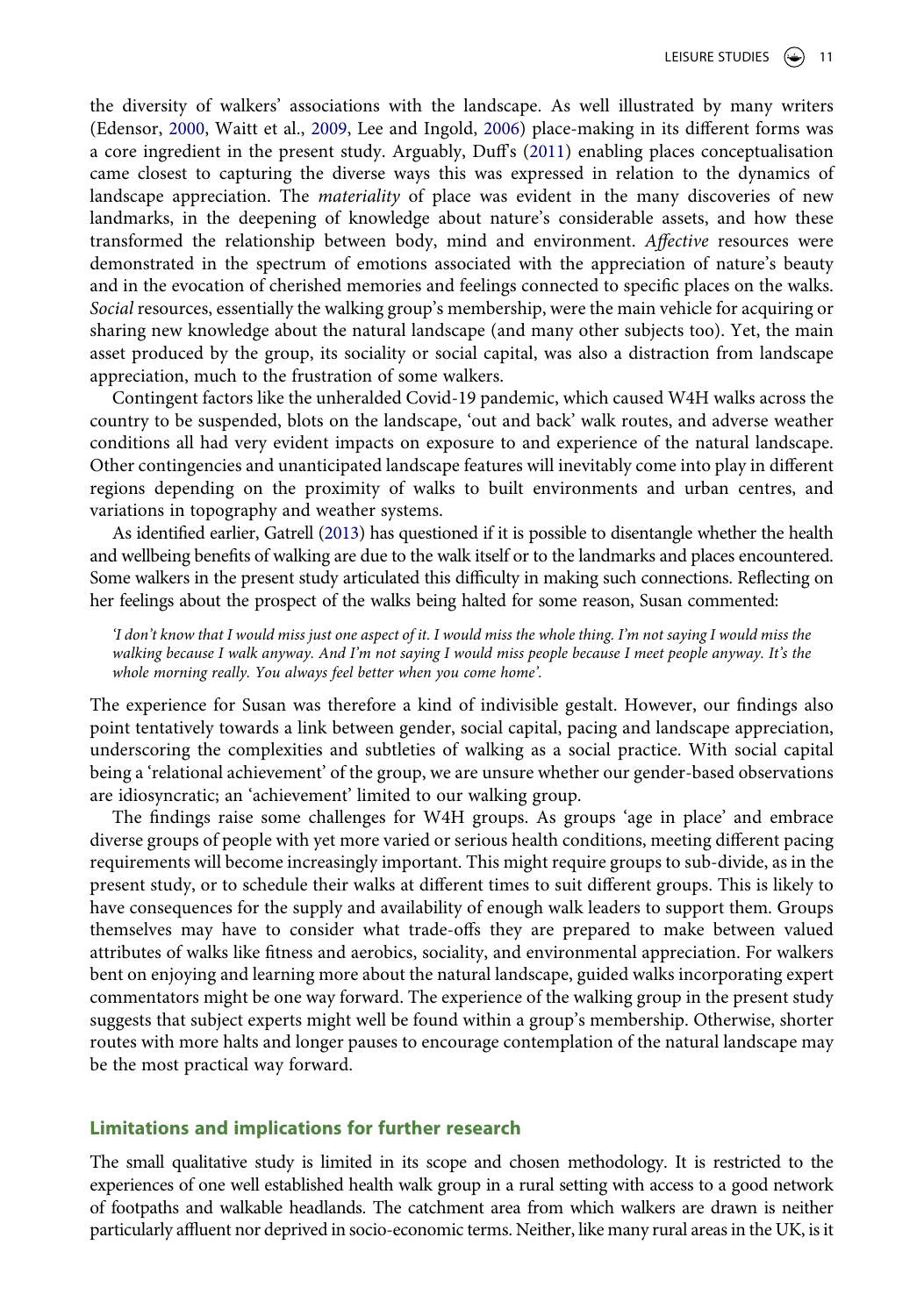the diversity of walkers' associations with the landscape. As well illustrated by many writers (Edensor, 2000, Waitt et al., 2009, Lee and Ingold, 2006) place-making in its different forms was a core ingredient in the present study. Arguably, Duff's (2011) enabling places conceptualisation came closest to capturing the diverse ways this was expressed in relation to the dynamics of landscape appreciation. The *materiality* of place was evident in the many discoveries of new landmarks, in the deepening of knowledge about nature's considerable assets, and how these transformed the relationship between body, mind and environment. *Affective* resources were demonstrated in the spectrum of emotions associated with the appreciation of nature's beauty and in the evocation of cherished memories and feelings connected to specific places on the walks. *Social* resources, essentially the walking group's membership, were the main vehicle for acquiring or sharing new knowledge about the natural landscape (and many other subjects too). Yet, the main asset produced by the group, its sociality or social capital, was also a distraction from landscape appreciation, much to the frustration of some walkers.

Contingent factors like the unheralded Covid-19 pandemic, which caused W4H walks across the country to be suspended, blots on the landscape, 'out and back' walk routes, and adverse weather conditions all had very evident impacts on exposure to and experience of the natural landscape. Other contingencies and unanticipated landscape features will inevitably come into play in different regions depending on the proximity of walks to built environments and urban centres, and variations in topography and weather systems.

As identified earlier, Gatrell (2013) has questioned if it is possible to disentangle whether the health and wellbeing benefits of walking are due to the walk itself or to the landmarks and places encountered. Some walkers in the present study articulated this difficulty in making such connections. Reflecting on her feelings about the prospect of the walks being halted for some reason, Susan commented:

> *'I don't know that I would miss just one aspect of it. I would miss the whole thing. I'm not saying I would miss the walking because I walk anyway. And I'm not saying I would miss people because I meet people anyway. It's the whole morning really. You always feel better when you come home'.*

The experience for Susan was therefore a kind of indivisible gestalt. However, our findings also point tentatively towards a link between gender, social capital, pacing and landscape appreciation, underscoring the complexities and subtleties of walking as a social practice. With social capital being a 'relational achievement' of the group, we are unsure whether our gender-based observations are idiosyncratic; an 'achievement' limited to our walking group.

The findings raise some challenges for W4H groups. As groups 'age in place' and embrace diverse groups of people with yet more varied or serious health conditions, meeting different pacing requirements will become increasingly important. This might require groups to sub-divide, as in the present study, or to schedule their walks at different times to suit different groups. This is likely to have consequences for the supply and availability of enough walk leaders to support them. Groups themselves may have to consider what trade-offs they are prepared to make between valued attributes of walks like fitness and aerobics, sociality, and environmental appreciation. For walkers bent on enjoying and learning more about the natural landscape, guided walks incorporating expert commentators might be one way forward. The experience of the walking group in the present study suggests that subject experts might well be found within a group's membership. Otherwise, shorter routes with more halts and longer pauses to encourage contemplation of the natural landscape may be the most practical way forward.

## Limitations and implications for further research

The small qualitative study is limited in its scope and chosen methodology. It is restricted to the experiences of one well established health walk group in a rural setting with access to a good network of footpaths and walkable headlands. The catchment area from which walkers are drawn is neither particularly affluent nor deprived in socio-economic terms. Neither, like many rural areas in the UK, is it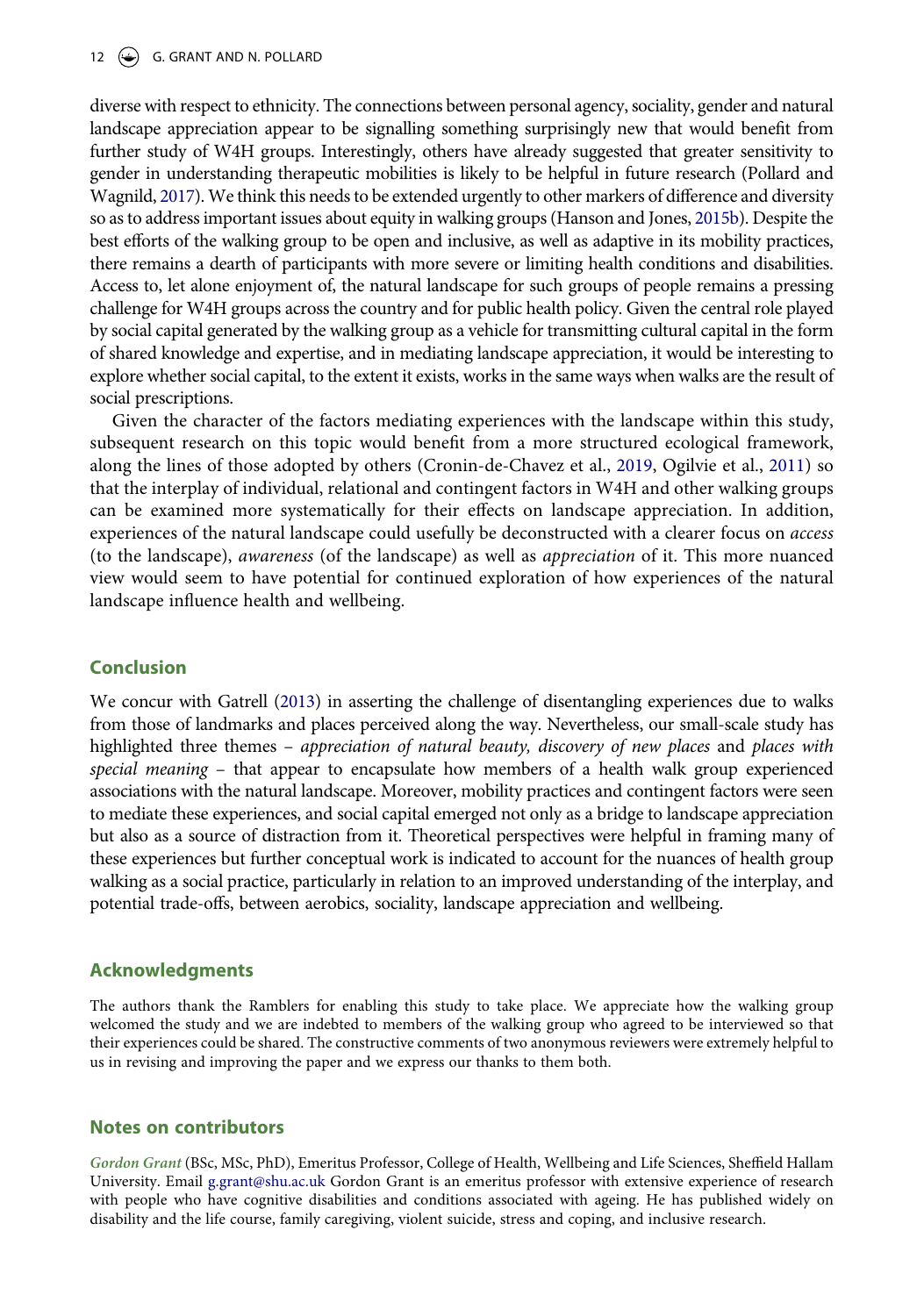diverse with respect to ethnicity. The connections between personal agency, sociality, gender and natural landscape appreciation appear to be signalling something surprisingly new that would benefit from further study of W4H groups. Interestingly, others have already suggested that greater sensitivity to gender in understanding therapeutic mobilities is likely to be helpful in future research (Pollard and Wagnild, 2017). We think this needs to be extended urgently to other markers of difference and diversity so as to address important issues about equity in walking groups (Hanson and Jones, 2015b). Despite the best efforts of the walking group to be open and inclusive, as well as adaptive in its mobility practices, there remains a dearth of participants with more severe or limiting health conditions and disabilities. Access to, let alone enjoyment of, the natural landscape for such groups of people remains a pressing challenge for W4H groups across the country and for public health policy. Given the central role played by social capital generated by the walking group as a vehicle for transmitting cultural capital in the form of shared knowledge and expertise, and in mediating landscape appreciation, it would be interesting to explore whether social capital, to the extent it exists, works in the same ways when walks are the result of social prescriptions.

Given the character of the factors mediating experiences with the landscape within this study, subsequent research on this topic would benefit from a more structured ecological framework, along the lines of those adopted by others (Cronin-de-Chavez et al., 2019, Ogilvie et al., 2011) so that the interplay of individual, relational and contingent factors in W4H and other walking groups can be examined more systematically for their effects on landscape appreciation. In addition, experiences of the natural landscape could usefully be deconstructed with a clearer focus on *access* (to the landscape), *awareness* (of the landscape) as well as *appreciation* of it. This more nuanced view would seem to have potential for continued exploration of how experiences of the natural landscape influence health and wellbeing.

## Conclusion

We concur with Gatrell (2013) in asserting the challenge of disentangling experiences due to walks from those of landmarks and places perceived along the way. Nevertheless, our small-scale study has highlighted three themes – *appreciation of natural beauty, discovery of new places* and *places with special meaning* – that appear to encapsulate how members of a health walk group experienced associations with the natural landscape. Moreover, mobility practices and contingent factors were seen to mediate these experiences, and social capital emerged not only as a bridge to landscape appreciation but also as a source of distraction from it. Theoretical perspectives were helpful in framing many of these experiences but further conceptual work is indicated to account for the nuances of health group walking as a social practice, particularly in relation to an improved understanding of the interplay, and potential trade-offs, between aerobics, sociality, landscape appreciation and wellbeing.

## Acknowledgments

The authors thank the Ramblers for enabling this study to take place. We appreciate how the walking group welcomed the study and we are indebted to members of the walking group who agreed to be interviewed so that their experiences could be shared. The constructive comments of two anonymous reviewers were extremely helpful to us in revising and improving the paper and we express our thanks to them both.

## Notes on contributors

*Gordon Grant* (BSc, MSc, PhD), Emeritus Professor, College of Health, Wellbeing and Life Sciences, Sheffield Hallam University. Email g.grant@shu.ac.uk Gordon Grant is an emeritus professor with extensive experience of research with people who have cognitive disabilities and conditions associated with ageing. He has published widely on disability and the life course, family caregiving, violent suicide, stress and coping, and inclusive research.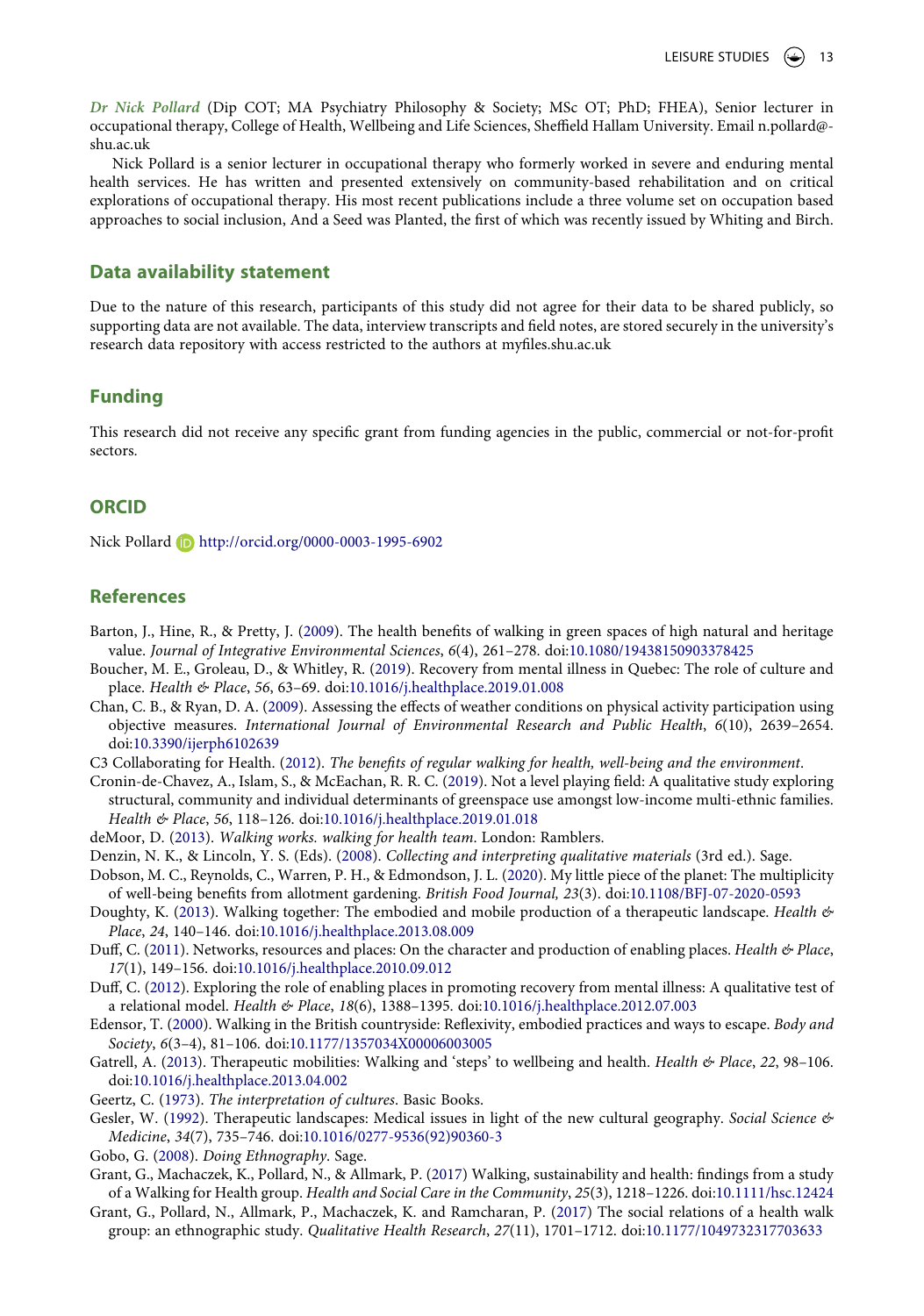*Dr Nick Pollard* (Dip COT; MA Psychiatry Philosophy & Society; MSc OT; PhD; FHEA), Senior lecturer in occupational therapy, College of Health, Wellbeing and Life Sciences, Sheffield Hallam University. Email n.pollard@shu.ac.uk

Nick Pollard is a senior lecturer in occupational therapy who formerly worked in severe and enduring mental health services. He has written and presented extensively on community-based rehabilitation and on critical explorations of occupational therapy. His most recent publications include a three volume set on occupation based approaches to social inclusion, And a Seed was Planted, the first of which was recently issued by Whiting and Birch.

## Data availability statement

Due to the nature of this research, participants of this study did not agree for their data to be shared publicly, so supporting data are not available. The data, interview transcripts and field notes, are stored securely in the university's research data repository with access restricted to the authors at myfiles.shu.ac.uk

## Funding

This research did not receive any specific grant from funding agencies in the public, commercial or not-for-profit sectors.

## ORCID

Nick Pollard http://orcid.org/0000-0003-1995-6902

## References

Barton, J., Hine, R., & Pretty, J. (2009). The health benefits of walking in green spaces of high natural and heritage value. *Journal of Integrative Environmental Sciences*, *6*(4), 261–278. doi:10.1080/19438150903378425

Boucher, M. E., Groleau, D., & Whitley, R. (2019). Recovery from mental illness in Quebec: The role of culture and place. *Health & Place*, *56*, 63–69. doi:10.1016/j.healthplace.2019.01.008

Chan, C. B., & Ryan, D. A. (2009). Assessing the effects of weather conditions on physical activity participation using objective measures. *International Journal of Environmental Research and Public Health*, *6*(10), 2639–2654. doi:10.3390/ijerph6102639

C3 Collaborating for Health. (2012). *The benefits of regular walking for health, well-being and the environment*.

Cronin-de-Chavez, A., Islam, S., & McEachan, R. R. C. (2019). Not a level playing field: A qualitative study exploring structural, community and individual determinants of greenspace use amongst low-income multi-ethnic families. *Health & Place*, *56*, 118–126. doi:10.1016/j.healthplace.2019.01.018

deMoor, D. (2013). *Walking works. walking for health team*. London: Ramblers.

Denzin, N. K., & Lincoln, Y. S. (Eds). (2008). *Collecting and interpreting qualitative materials* (3rd ed.). Sage.

Dobson, M. C., Reynolds, C., Warren, P. H., & Edmondson, J. L. (2020). My little piece of the planet: The multiplicity of well-being benefits from allotment gardening. *British Food Journal, 23*(3). doi:10.1108/BFJ-07-2020-0593

Doughty, K. (2013). Walking together: The embodied and mobile production of a therapeutic landscape. *Health & Place*, *24*, 140–146. doi:10.1016/j.healthplace.2013.08.009

Duff, C. (2011). Networks, resources and places: On the character and production of enabling places. *Health & Place*, *17*(1), 149–156. doi:10.1016/j.healthplace.2010.09.012

Duff, C. (2012). Exploring the role of enabling places in promoting recovery from mental illness: A qualitative test of a relational model. *Health & Place*, *18*(6), 1388–1395. doi:10.1016/j.healthplace.2012.07.003

Edensor, T. (2000). Walking in the British countryside: Reflexivity, embodied practices and ways to escape. *Body and Society*, *6*(3–4), 81–106. doi:10.1177/1357034X00006003005

Gatrell, A. (2013). Therapeutic mobilities: Walking and 'steps' to wellbeing and health. *Health & Place*, *22*, 98–106. doi:10.1016/j.healthplace.2013.04.002

Geertz, C. (1973). *The interpretation of cultures*. Basic Books.

Gesler, W. (1992). Therapeutic landscapes: Medical issues in light of the new cultural geography. *Social Science & Medicine*, *34*(7), 735–746. doi:10.1016/0277-9536(92)90360-3

Gobo, G. (2008). *Doing Ethnography*. Sage.

Grant, G., Machaczek, K., Pollard, N., & Allmark, P. (2017) Walking, sustainability and health: findings from a study of a Walking for Health group. *Health and Social Care in the Community*, *25*(3), 1218–1226. doi:10.1111/hsc.12424

Grant, G., Pollard, N., Allmark, P., Machaczek, K. and Ramcharan, P. (2017) The social relations of a health walk group: an ethnographic study. *Qualitative Health Research*, *27*(11), 1701–1712. doi:10.1177/1049732317703633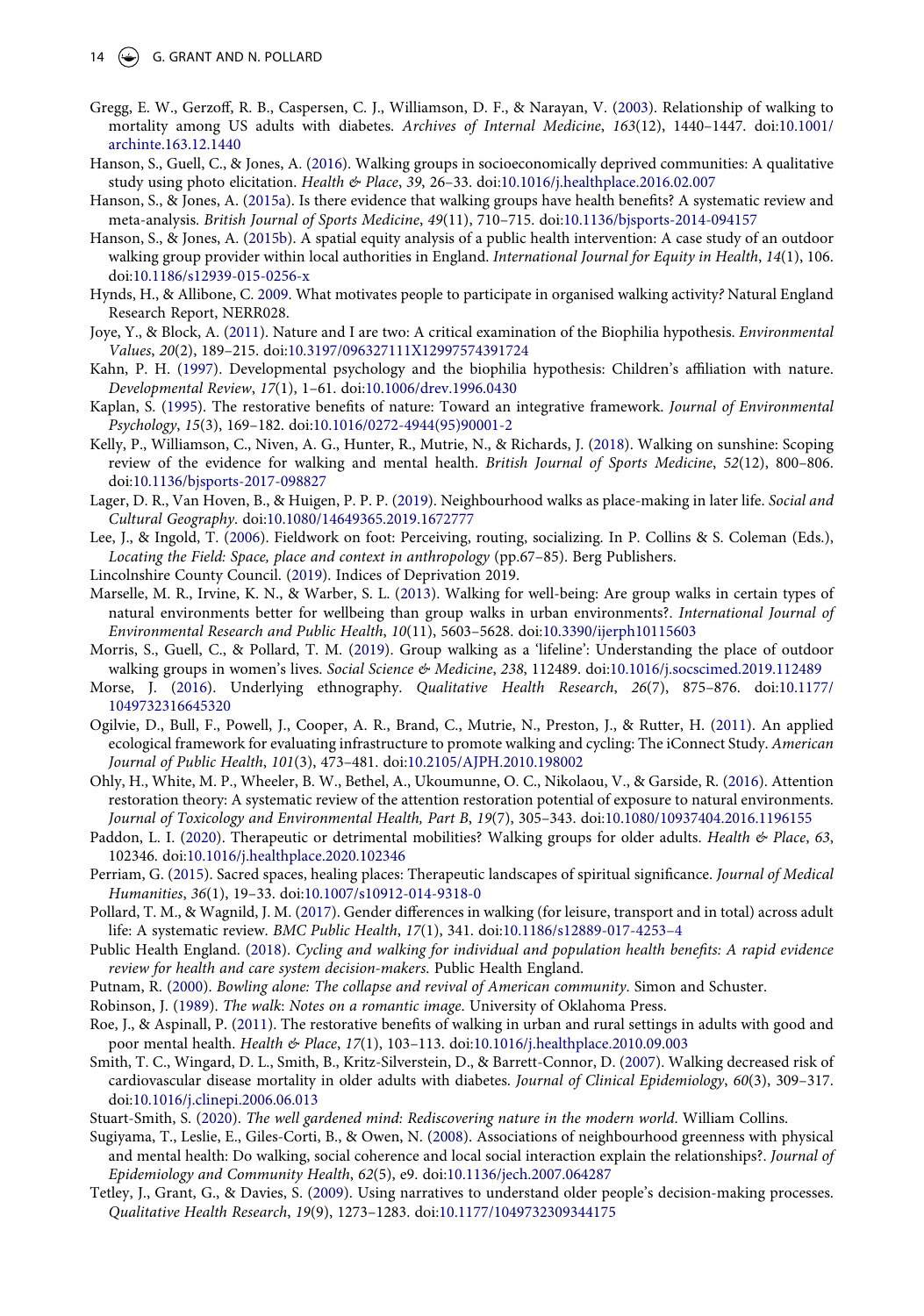Gregg, E. W., Gerzoff, R. B., Caspersen, C. J., Williamson, D. F., & Narayan, V. (2003). Relationship of walking to mortality among US adults with diabetes. *Archives of Internal Medicine*, *163*(12), 1440–1447. doi:10.1001/archinte.163.12.1440

Hanson, S., Guell, C., & Jones, A. (2016). Walking groups in socioeconomically deprived communities: A qualitative study using photo elicitation. *Health & Place*, *39*, 26–33. doi:10.1016/j.healthplace.2016.02.007

Hanson, S., & Jones, A. (2015a). Is there evidence that walking groups have health benefits? A systematic review and meta-analysis. *British Journal of Sports Medicine*, *49*(11), 710–715. doi:10.1136/bjsports-2014-094157

Hanson, S., & Jones, A. (2015b). A spatial equity analysis of a public health intervention: A case study of an outdoor walking group provider within local authorities in England. *International Journal for Equity in Health*, *14*(1), 106. doi:10.1186/s12939-015-0256-x

Hynds, H., & Allibone, C. 2009. What motivates people to participate in organised walking activity? Natural England Research Report, NERR028.

Joye, Y., & Block, A. (2011). Nature and I are two: A critical examination of the Biophilia hypothesis. *Environmental Values*, *20*(2), 189–215. doi:10.3197/096327111X12997574391724

Kahn, P. H. (1997). Developmental psychology and the biophilia hypothesis: Children's affiliation with nature. *Developmental Review*, *17*(1), 1–61. doi:10.1006/drev.1996.0430

Kaplan, S. (1995). The restorative benefits of nature: Toward an integrative framework. *Journal of Environmental Psychology*, *15*(3), 169–182. doi:10.1016/0272-4944(95)90001-2

Kelly, P., Williamson, C., Niven, A. G., Hunter, R., Mutrie, N., & Richards, J. (2018). Walking on sunshine: Scoping review of the evidence for walking and mental health. *British Journal of Sports Medicine*, *52*(12), 800–806. doi:10.1136/bjsports-2017-098827

Lager, D. R., Van Hoven, B., & Huigen, P. P. P. (2019). Neighbourhood walks as place-making in later life. *Social and Cultural Geography*. doi:10.1080/14649365.2019.1672777

Lee, J., & Ingold, T. (2006). Fieldwork on foot: Perceiving, routing, socializing. In P. Collins & S. Coleman (Eds.), *Locating the Field: Space, place and context in anthropology* (pp.67–85). Berg Publishers.

Lincolnshire County Council. (2019). Indices of Deprivation 2019.

Marselle, M. R., Irvine, K. N., & Warber, S. L. (2013). Walking for well-being: Are group walks in certain types of natural environments better for wellbeing than group walks in urban environments?. *International Journal of Environmental Research and Public Health*, *10*(11), 5603–5628. doi:10.3390/ijerph10115603

Morris, S., Guell, C., & Pollard, T. M. (2019). Group walking as a 'lifeline': Understanding the place of outdoor walking groups in women's lives. *Social Science & Medicine*, *238*, 112489. doi:10.1016/j.socscimed.2019.112489

Morse, J. (2016). Underlying ethnography. *Qualitative Health Research*, *26*(7), 875–876. doi:10.1177/1049732316645320

Ogilvie, D., Bull, F., Powell, J., Cooper, A. R., Brand, C., Mutrie, N., Preston, J., & Rutter, H. (2011). An applied ecological framework for evaluating infrastructure to promote walking and cycling: The iConnect Study. *American Journal of Public Health*, *101*(3), 473–481. doi:10.2105/AJPH.2010.198002

Ohly, H., White, M. P., Wheeler, B. W., Bethel, A., Ukoumunne, O. C., Nikolaou, V., & Garside, R. (2016). Attention restoration theory: A systematic review of the attention restoration potential of exposure to natural environments. *Journal of Toxicology and Environmental Health, Part B*, *19*(7), 305–343. doi:10.1080/10937404.2016.1196155

Paddon, L. I. (2020). Therapeutic or detrimental mobilities? Walking groups for older adults. *Health & Place*, *63*, 102346. doi:10.1016/j.healthplace.2020.102346

Perriam, G. (2015). Sacred spaces, healing places: Therapeutic landscapes of spiritual significance. *Journal of Medical Humanities*, *36*(1), 19–33. doi:10.1007/s10912-014-9318-0

Pollard, T. M., & Wagnild, J. M. (2017). Gender differences in walking (for leisure, transport and in total) across adult life: A systematic review. *BMC Public Health*, *17*(1), 341. doi:10.1186/s12889-017-4253–4

Public Health England. (2018). *Cycling and walking for individual and population health benefits: A rapid evidence review for health and care system decision-makers*. Public Health England.

Putnam, R. (2000). *Bowling alone: The collapse and revival of American community*. Simon and Schuster.

Robinson, J. (1989). *The walk: Notes on a romantic image*. University of Oklahoma Press.

Roe, J., & Aspinall, P. (2011). The restorative benefits of walking in urban and rural settings in adults with good and poor mental health. *Health & Place*, *17*(1), 103–113. doi:10.1016/j.healthplace.2010.09.003

Smith, T. C., Wingard, D. L., Smith, B., Kritz-Silverstein, D., & Barrett-Connor, D. (2007). Walking decreased risk of cardiovascular disease mortality in older adults with diabetes. *Journal of Clinical Epidemiology*, *60*(3), 309–317. doi:10.1016/j.clinepi.2006.06.013

Stuart-Smith, S. (2020). *The well gardened mind: Rediscovering nature in the modern world*. William Collins.

Sugiyama, T., Leslie, E., Giles-Corti, B., & Owen, N. (2008). Associations of neighbourhood greenness with physical and mental health: Do walking, social coherence and local social interaction explain the relationships?. *Journal of Epidemiology and Community Health*, *62*(5), e9. doi:10.1136/jech.2007.064287

Tetley, J., Grant, G., & Davies, S. (2009). Using narratives to understand older people's decision-making processes. *Qualitative Health Research*, *19*(9), 1273–1283. doi:10.1177/1049732309344175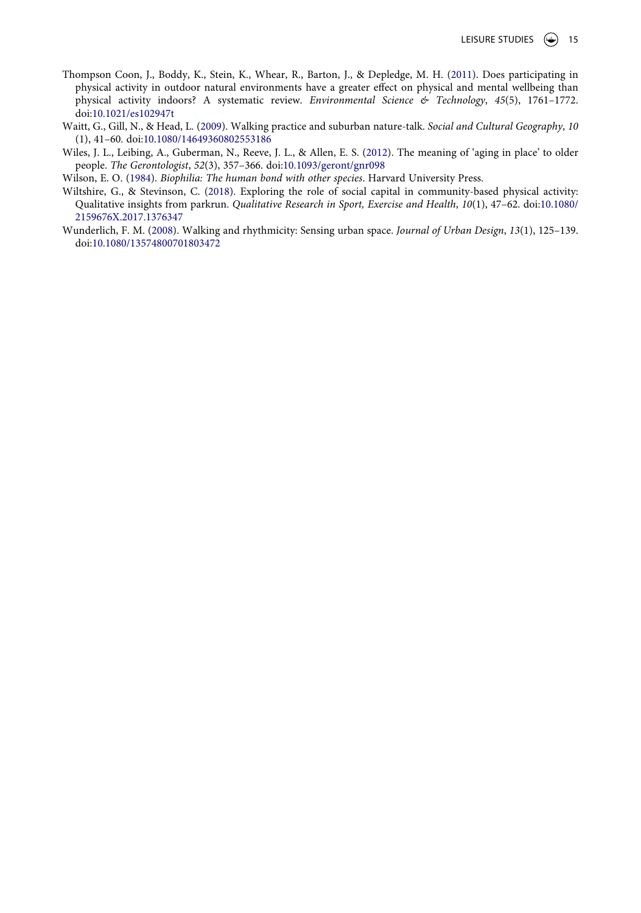Thompson Coon, J., Boddy, K., Stein, K., Whear, R., Barton, J., & Depledge, M. H. (2011). Does participating in physical activity in outdoor natural environments have a greater effect on physical and mental wellbeing than physical activity indoors? A systematic review. *Environmental Science & Technology*, *45*(5), 1761–1772. doi:10.1021/es102947t

Waitt, G., Gill, N., & Head, L. (2009). Walking practice and suburban nature-talk. *Social and Cultural Geography*, *10* (1), 41–60. doi:10.1080/14649360802553186

Wiles, J. L., Leibing, A., Guberman, N., Reeve, J. L., & Allen, E. S. (2012). The meaning of 'aging in place' to older people. *The Gerontologist*, *52*(3), 357–366. doi:10.1093/geront/gnr098

Wilson, E. O. (1984). *Biophilia: The human bond with other species*. Harvard University Press.

Wiltshire, G., & Stevinson, C. (2018). Exploring the role of social capital in community-based physical activity: Qualitative insights from parkrun. *Qualitative Research in Sport, Exercise and Health*, *10*(1), 47–62. doi:10.1080/2159676X.2017.1376347

Wunderlich, F. M. (2008). Walking and rhythmicity: Sensing urban space. *Journal of Urban Design*, *13*(1), 125–139. doi:10.1080/13574800701803472